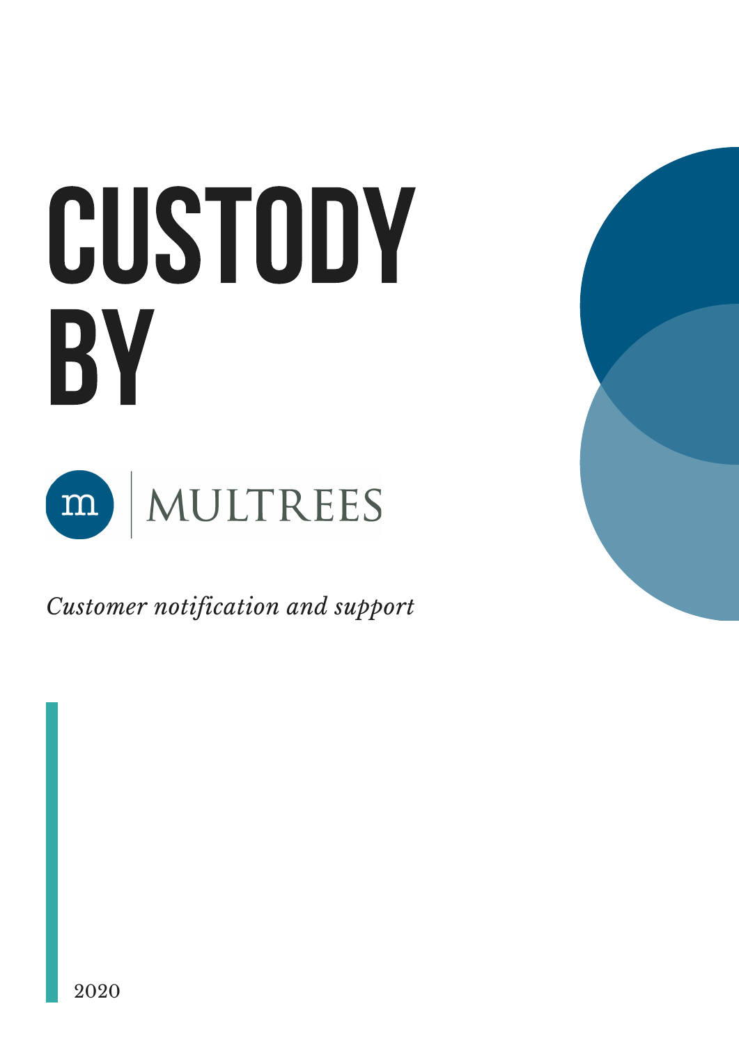# CUSTODY BY

MULTREES

*Customer notification and support*

2020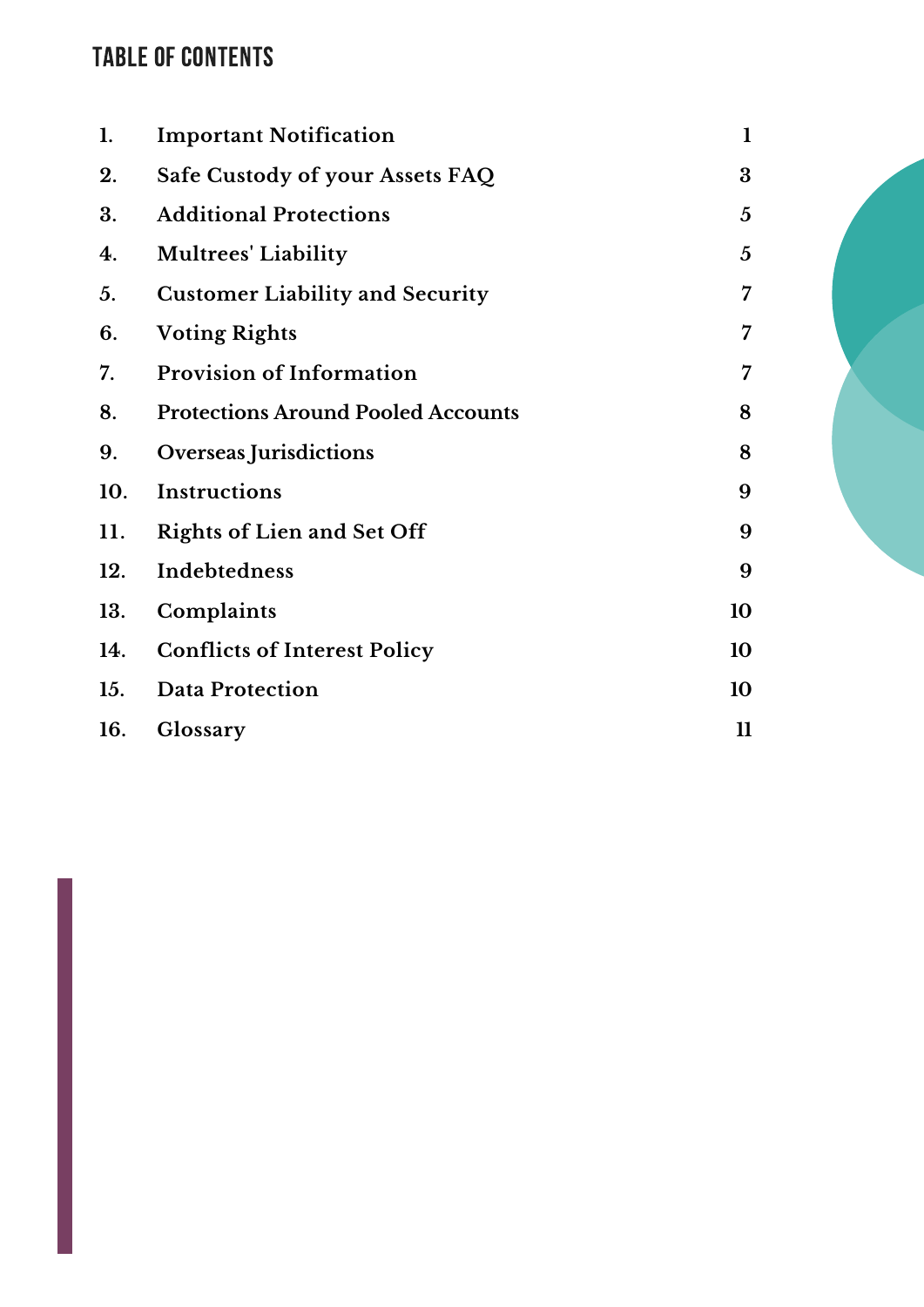## TABLE OF CONTENTS

| | | |
|---|---|---|
| 1. | **Important Notification** | 1 |
| 2. | **Safe Custody of your Assets FAQ** | 3 |
| 3. | **Additional Protections** | 5 |
| 4. | **Multrees' Liability** | 5 |
| 5. | **Customer Liability and Security** | 7 |
| 6. | **Voting Rights** | 7 |
| 7. | **Provision of Information** | 7 |
| 8. | **Protections Around Pooled Accounts** | 8 |
| 9. | **Overseas Jurisdictions** | 8 |
| 10. | **Instructions** | 9 |
| 11. | **Rights of Lien and Set Off** | 9 |
| 12. | **Indebtedness** | 9 |
| 13. | **Complaints** | 10 |
| 14. | **Conflicts of Interest Policy** | 10 |
| 15. | **Data Protection** | 10 |
| 16. | **Glossary** | 11 |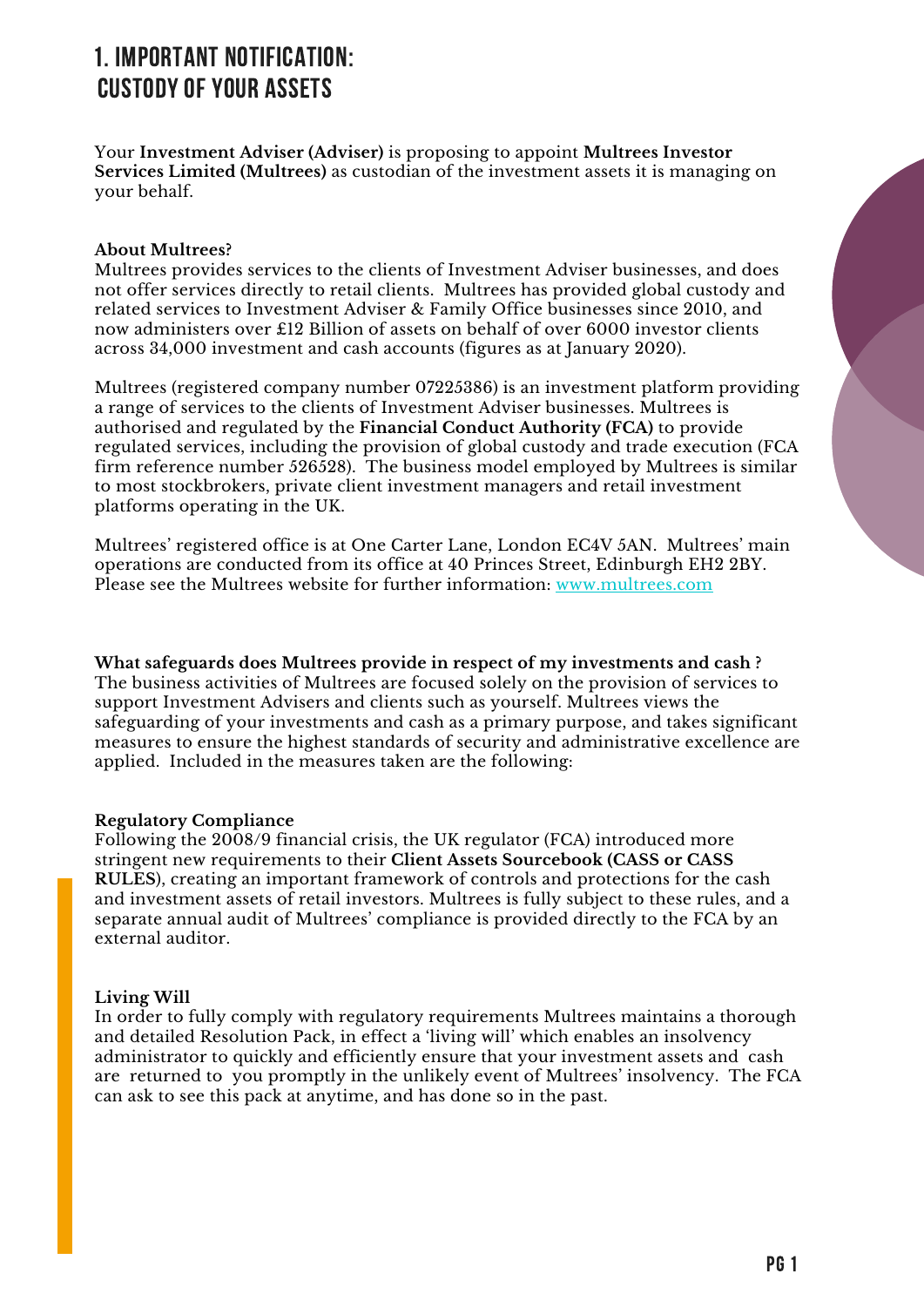# 1. IMPORTANT NOTIFICATION: CUSTODY OF YOUR ASSETS

Your **Investment Adviser (Adviser)** is proposing to appoint **Multrees Investor Services Limited (Multrees)** as custodian of the investment assets it is managing on your behalf.

**About Multrees?**
Multrees provides services to the clients of Investment Adviser businesses, and does not offer services directly to retail clients. Multrees has provided global custody and related services to Investment Adviser & Family Office businesses since 2010, and now administers over £12 Billion of assets on behalf of over 6000 investor clients across 34,000 investment and cash accounts (figures as at January 2020).

Multrees (registered company number 07225386) is an investment platform providing a range of services to the clients of Investment Adviser businesses. Multrees is authorised and regulated by the **Financial Conduct Authority (FCA)** to provide regulated services, including the provision of global custody and trade execution (FCA firm reference number 526528). The business model employed by Multrees is similar to most stockbrokers, private client investment managers and retail investment platforms operating in the UK.

Multrees' registered office is at One Carter Lane, London EC4V 5AN. Multrees' main operations are conducted from its office at 40 Princes Street, Edinburgh EH2 2BY. Please see the Multrees website for further information: [www.multrees.com](www.multrees.com)

**What safeguards does Multrees provide in respect of my investments and cash ?**
The business activities of Multrees are focused solely on the provision of services to support Investment Advisers and clients such as yourself. Multrees views the safeguarding of your investments and cash as a primary purpose, and takes significant measures to ensure the highest standards of security and administrative excellence are applied. Included in the measures taken are the following:

**Regulatory Compliance**
Following the 2008/9 financial crisis, the UK regulator (FCA) introduced more stringent new requirements to their **Client Assets Sourcebook (CASS or CASS RULES)**, creating an important framework of controls and protections for the cash and investment assets of retail investors. Multrees is fully subject to these rules, and a separate annual audit of Multrees' compliance is provided directly to the FCA by an external auditor.

**Living Will**
In order to fully comply with regulatory requirements Multrees maintains a thorough and detailed Resolution Pack, in effect a 'living will' which enables an insolvency administrator to quickly and efficiently ensure that your investment assets and cash are returned to you promptly in the unlikely event of Multrees' insolvency. The FCA can ask to see this pack at anytime, and has done so in the past.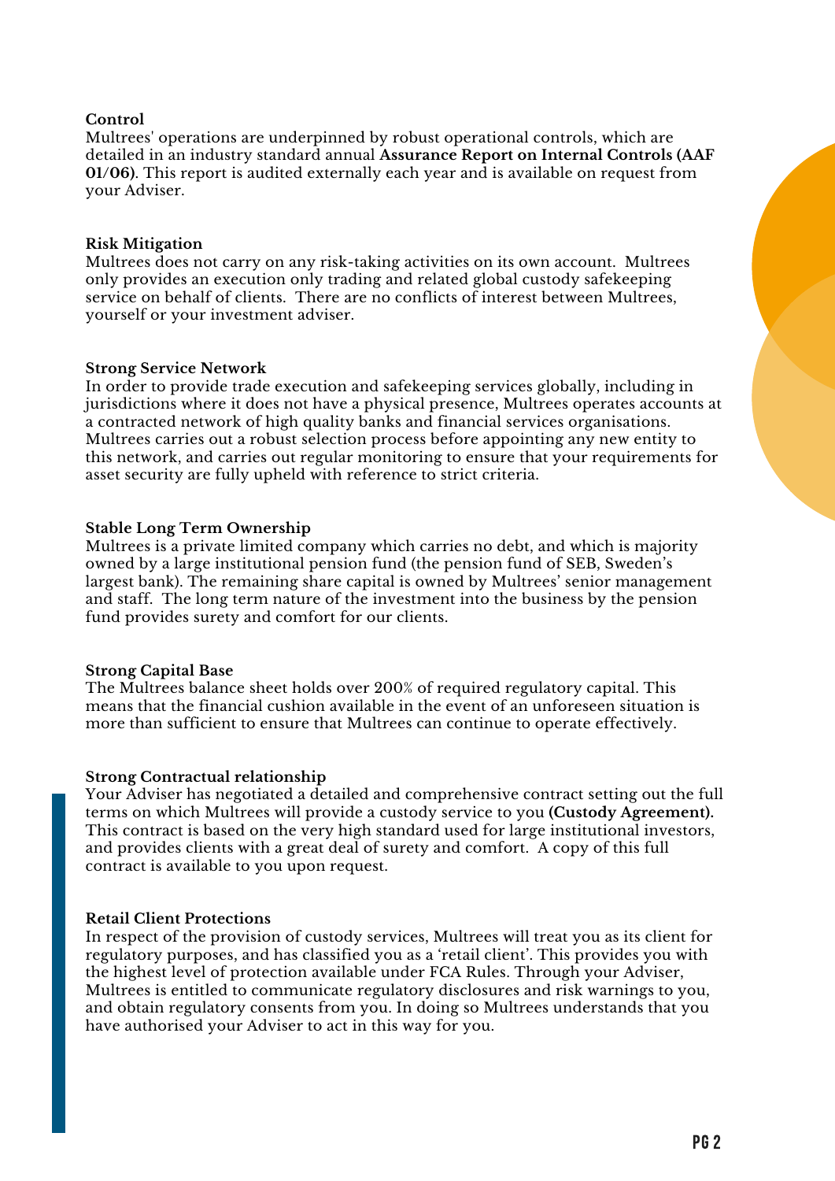**Control**

Multrees' operations are underpinned by robust operational controls, which are detailed in an industry standard annual **Assurance Report on Internal Controls (AAF 01/06)**. This report is audited externally each year and is available on request from your Adviser.

**Risk Mitigation**

Multrees does not carry on any risk-taking activities on its own account. Multrees only provides an execution only trading and related global custody safekeeping service on behalf of clients. There are no conflicts of interest between Multrees, yourself or your investment adviser.

**Strong Service Network**

In order to provide trade execution and safekeeping services globally, including in jurisdictions where it does not have a physical presence, Multrees operates accounts at a contracted network of high quality banks and financial services organisations. Multrees carries out a robust selection process before appointing any new entity to this network, and carries out regular monitoring to ensure that your requirements for asset security are fully upheld with reference to strict criteria.

**Stable Long Term Ownership**

Multrees is a private limited company which carries no debt, and which is majority owned by a large institutional pension fund (the pension fund of SEB, Sweden's largest bank). The remaining share capital is owned by Multrees' senior management and staff. The long term nature of the investment into the business by the pension fund provides surety and comfort for our clients.

**Strong Capital Base**

The Multrees balance sheet holds over 200% of required regulatory capital. This means that the financial cushion available in the event of an unforeseen situation is more than sufficient to ensure that Multrees can continue to operate effectively.

**Strong Contractual relationship**

Your Adviser has negotiated a detailed and comprehensive contract setting out the full terms on which Multrees will provide a custody service to you **(Custody Agreement).** This contract is based on the very high standard used for large institutional investors, and provides clients with a great deal of surety and comfort. A copy of this full contract is available to you upon request.

**Retail Client Protections**

In respect of the provision of custody services, Multrees will treat you as its client for regulatory purposes, and has classified you as a 'retail client'. This provides you with the highest level of protection available under FCA Rules. Through your Adviser, Multrees is entitled to communicate regulatory disclosures and risk warnings to you, and obtain regulatory consents from you. In doing so Multrees understands that you have authorised your Adviser to act in this way for you.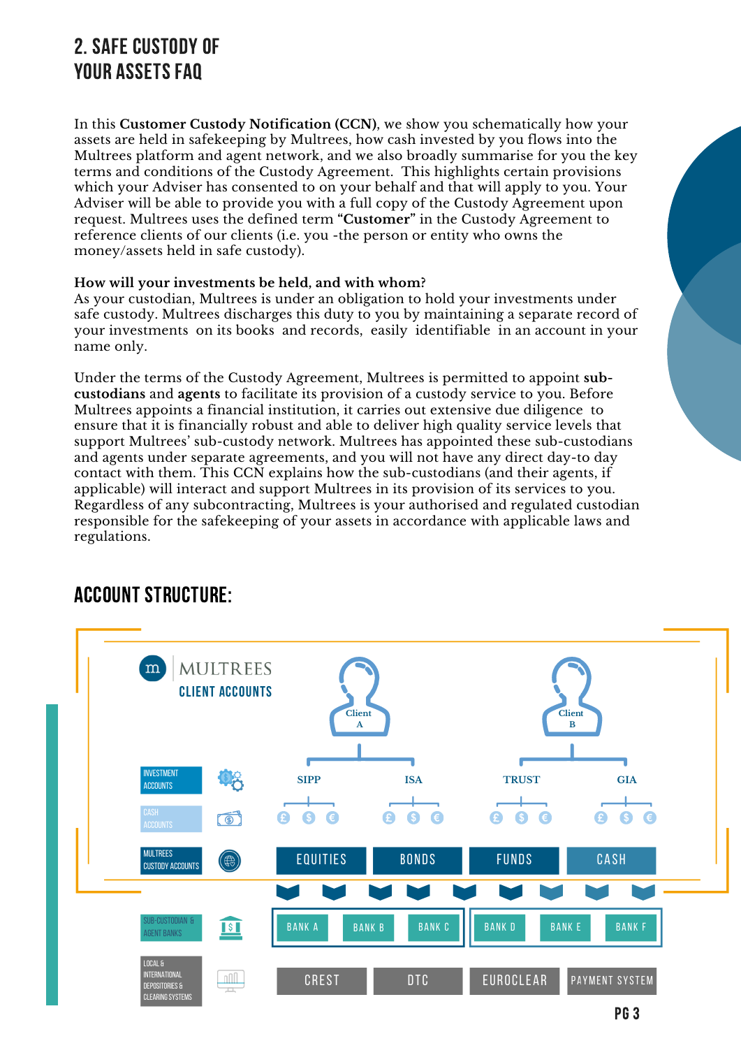## 2. SAFE CUSTODY OF YOUR ASSETS FAQ

In this **Customer Custody Notification (CCN)**, we show you schematically how your assets are held in safekeeping by Multrees, how cash invested by you flows into the Multrees platform and agent network, and we also broadly summarise for you the key terms and conditions of the Custody Agreement. This highlights certain provisions which your Adviser has consented to on your behalf and that will apply to you. Your Adviser will be able to provide you with a full copy of the Custody Agreement upon request. Multrees uses the defined term **"Customer"** in the Custody Agreement to reference clients of our clients (i.e. you -the person or entity who owns the money/assets held in safe custody).

**How will your investments be held, and with whom?**
As your custodian, Multrees is under an obligation to hold your investments under safe custody. Multrees discharges this duty to you by maintaining a separate record of your investments on its books and records, easily identifiable in an account in your name only.

Under the terms of the Custody Agreement, Multrees is permitted to appoint **sub-custodians** and **agents** to facilitate its provision of a custody service to you. Before Multrees appoints a financial institution, it carries out extensive due diligence to ensure that it is financially robust and able to deliver high quality service levels that support Multrees' sub-custody network. Multrees has appointed these sub-custodians and agents under separate agreements, and you will not have any direct day-to day contact with them. This CCN explains how the sub-custodians (and their agents, if applicable) will interact and support Multrees in its provision of its services to you. Regardless of any subcontracting, Multrees is your authorised and regulated custodian responsible for the safekeeping of your assets in accordance with applicable laws and regulations.

## ACCOUNT STRUCTURE:

MULTREES CLIENT ACCOUNTS

| | Client A | | Client B | |
|---|---|---|---|---|
| INVESTMENT ACCOUNTS | SIPP | ISA | TRUST | GIA |
| CASH ACCOUNTS | £ $ € | £ $ € | £ $ € | £ $ € |
| MULTREES CUSTODY ACCOUNTS | EQUITIES | BONDS | FUNDS | CASH |
| SUB-CUSTODIAN & AGENT BANKS | BANK A, BANK B, BANK C | | BANK D, BANK E, BANK F | |
| LOCAL & INTERNATIONAL DEPOSITORIES & CLEARING SYSTEMS | CREST | DTC | EUROCLEAR | PAYMENT SYSTEM |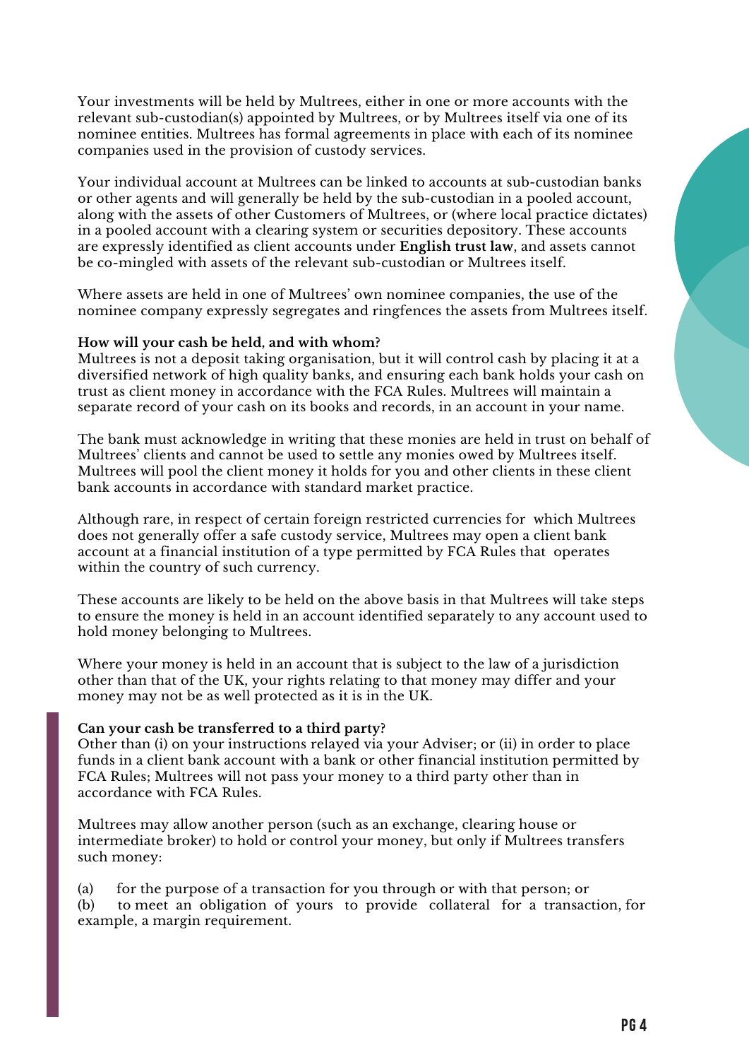Your investments will be held by Multrees, either in one or more accounts with the relevant sub-custodian(s) appointed by Multrees, or by Multrees itself via one of its nominee entities. Multrees has formal agreements in place with each of its nominee companies used in the provision of custody services.

Your individual account at Multrees can be linked to accounts at sub-custodian banks or other agents and will generally be held by the sub-custodian in a pooled account, along with the assets of other Customers of Multrees, or (where local practice dictates) in a pooled account with a clearing system or securities depository. These accounts are expressly identified as client accounts under **English trust law**, and assets cannot be co-mingled with assets of the relevant sub-custodian or Multrees itself.

Where assets are held in one of Multrees' own nominee companies, the use of the nominee company expressly segregates and ringfences the assets from Multrees itself.

**How will your cash be held, and with whom?**
Multrees is not a deposit taking organisation, but it will control cash by placing it at a diversified network of high quality banks, and ensuring each bank holds your cash on trust as client money in accordance with the FCA Rules. Multrees will maintain a separate record of your cash on its books and records, in an account in your name.

The bank must acknowledge in writing that these monies are held in trust on behalf of Multrees' clients and cannot be used to settle any monies owed by Multrees itself. Multrees will pool the client money it holds for you and other clients in these client bank accounts in accordance with standard market practice.

Although rare, in respect of certain foreign restricted currencies for which Multrees does not generally offer a safe custody service, Multrees may open a client bank account at a financial institution of a type permitted by FCA Rules that operates within the country of such currency.

These accounts are likely to be held on the above basis in that Multrees will take steps to ensure the money is held in an account identified separately to any account used to hold money belonging to Multrees.

Where your money is held in an account that is subject to the law of a jurisdiction other than that of the UK, your rights relating to that money may differ and your money may not be as well protected as it is in the UK.

**Can your cash be transferred to a third party?**
Other than (i) on your instructions relayed via your Adviser; or (ii) in order to place funds in a client bank account with a bank or other financial institution permitted by FCA Rules; Multrees will not pass your money to a third party other than in accordance with FCA Rules.

Multrees may allow another person (such as an exchange, clearing house or intermediate broker) to hold or control your money, but only if Multrees transfers such money:

(a) for the purpose of a transaction for you through or with that person; or
(b) to meet an obligation of yours to provide collateral for a transaction, for example, a margin requirement.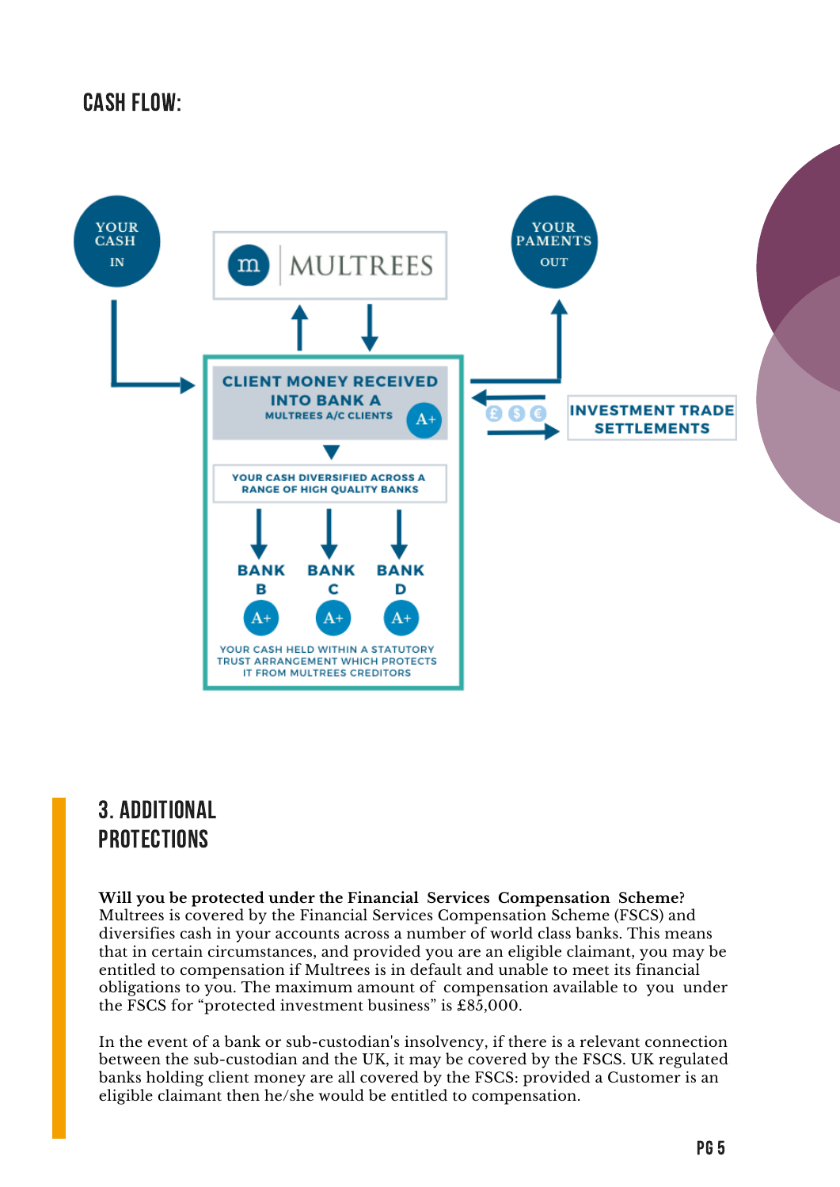## CASH FLOW:

YOUR CASH IN

MULTREES

YOUR PAMENTS OUT

CLIENT MONEY RECEIVED INTO BANK A

MULTREES A/C CLIENTS

A+

INVESTMENT TRADE SETTLEMENTS

YOUR CASH DIVERSIFIED ACROSS A RANGE OF HIGH QUALITY BANKS

BANK B A+

BANK C A+

BANK D A+

YOUR CASH HELD WITHIN A STATUTORY TRUST ARRANGEMENT WHICH PROTECTS IT FROM MULTREES CREDITORS

## 3. ADDITIONAL PROTECTIONS

**Will you be protected under the Financial Services Compensation Scheme?**
Multrees is covered by the Financial Services Compensation Scheme (FSCS) and diversifies cash in your accounts across a number of world class banks. This means that in certain circumstances, and provided you are an eligible claimant, you may be entitled to compensation if Multrees is in default and unable to meet its financial obligations to you. The maximum amount of compensation available to you under the FSCS for "protected investment business" is £85,000.

In the event of a bank or sub-custodian's insolvency, if there is a relevant connection between the sub-custodian and the UK, it may be covered by the FSCS. UK regulated banks holding client money are all covered by the FSCS: provided a Customer is an eligible claimant then he/she would be entitled to compensation.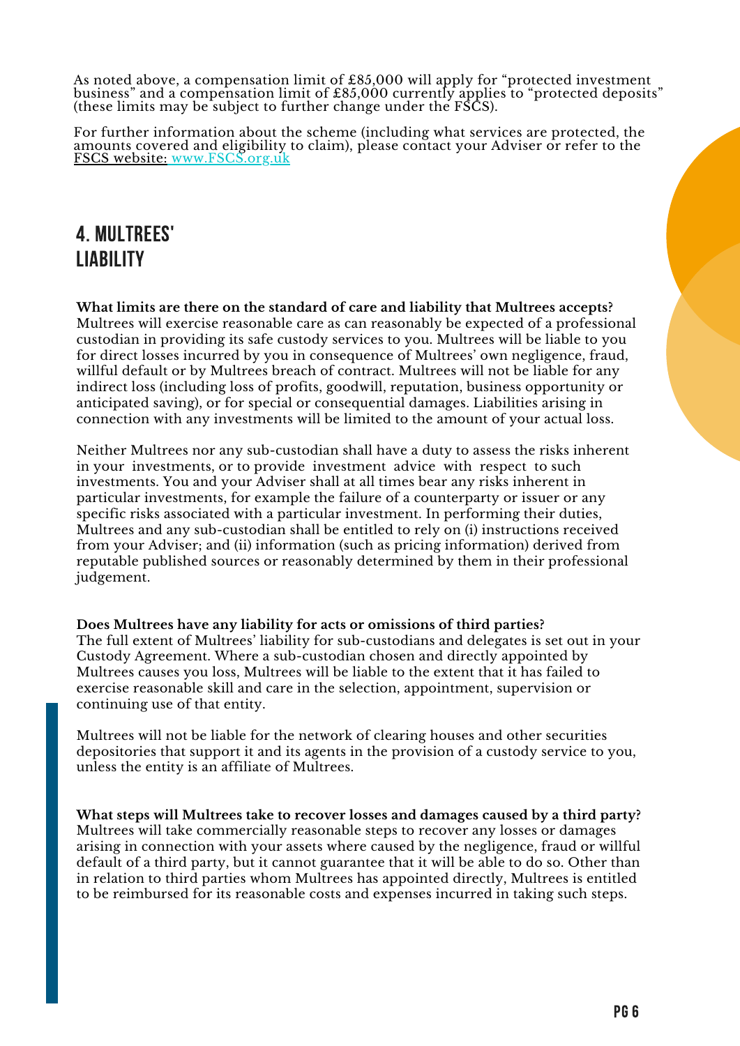As noted above, a compensation limit of £85,000 will apply for "protected investment business" and a compensation limit of £85,000 currently applies to "protected deposits" (these limits may be subject to further change under the FSCS).

For further information about the scheme (including what services are protected, the amounts covered and eligibility to claim), please contact your Adviser or refer to the FSCS website: www.FSCS.org.uk

## 4. MULTREES' LIABILITY

**What limits are there on the standard of care and liability that Multrees accepts?**
Multrees will exercise reasonable care as can reasonably be expected of a professional custodian in providing its safe custody services to you. Multrees will be liable to you for direct losses incurred by you in consequence of Multrees' own negligence, fraud, willful default or by Multrees breach of contract. Multrees will not be liable for any indirect loss (including loss of profits, goodwill, reputation, business opportunity or anticipated saving), or for special or consequential damages. Liabilities arising in connection with any investments will be limited to the amount of your actual loss.

Neither Multrees nor any sub-custodian shall have a duty to assess the risks inherent in your investments, or to provide investment advice with respect to such investments. You and your Adviser shall at all times bear any risks inherent in particular investments, for example the failure of a counterparty or issuer or any specific risks associated with a particular investment. In performing their duties, Multrees and any sub-custodian shall be entitled to rely on (i) instructions received from your Adviser; and (ii) information (such as pricing information) derived from reputable published sources or reasonably determined by them in their professional judgement.

**Does Multrees have any liability for acts or omissions of third parties?**
The full extent of Multrees' liability for sub-custodians and delegates is set out in your Custody Agreement. Where a sub-custodian chosen and directly appointed by Multrees causes you loss, Multrees will be liable to the extent that it has failed to exercise reasonable skill and care in the selection, appointment, supervision or continuing use of that entity.

Multrees will not be liable for the network of clearing houses and other securities depositories that support it and its agents in the provision of a custody service to you, unless the entity is an affiliate of Multrees.

**What steps will Multrees take to recover losses and damages caused by a third party?**
Multrees will take commercially reasonable steps to recover any losses or damages arising in connection with your assets where caused by the negligence, fraud or willful default of a third party, but it cannot guarantee that it will be able to do so. Other than in relation to third parties whom Multrees has appointed directly, Multrees is entitled to be reimbursed for its reasonable costs and expenses incurred in taking such steps.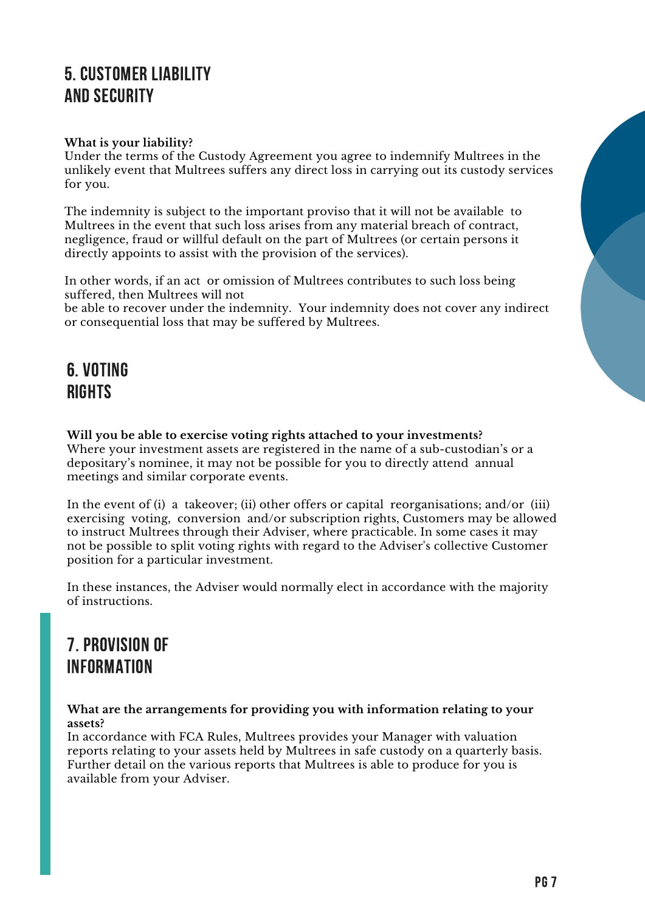## 5. CUSTOMER LIABILITY AND SECURITY

**What is your liability?**
Under the terms of the Custody Agreement you agree to indemnify Multrees in the unlikely event that Multrees suffers any direct loss in carrying out its custody services for you.

The indemnity is subject to the important proviso that it will not be available to Multrees in the event that such loss arises from any material breach of contract, negligence, fraud or willful default on the part of Multrees (or certain persons it directly appoints to assist with the provision of the services).

In other words, if an act or omission of Multrees contributes to such loss being suffered, then Multrees will not be able to recover under the indemnity. Your indemnity does not cover any indirect or consequential loss that may be suffered by Multrees.

## 6. VOTING RIGHTS

**Will you be able to exercise voting rights attached to your investments?**
Where your investment assets are registered in the name of a sub-custodian's or a depositary's nominee, it may not be possible for you to directly attend annual meetings and similar corporate events.

In the event of (i) a takeover; (ii) other offers or capital reorganisations; and/or (iii) exercising voting, conversion and/or subscription rights, Customers may be allowed to instruct Multrees through their Adviser, where practicable. In some cases it may not be possible to split voting rights with regard to the Adviser's collective Customer position for a particular investment.

In these instances, the Adviser would normally elect in accordance with the majority of instructions.

## 7. PROVISION OF INFORMATION

**What are the arrangements for providing you with information relating to your assets?**
In accordance with FCA Rules, Multrees provides your Manager with valuation reports relating to your assets held by Multrees in safe custody on a quarterly basis. Further detail on the various reports that Multrees is able to produce for you is available from your Adviser.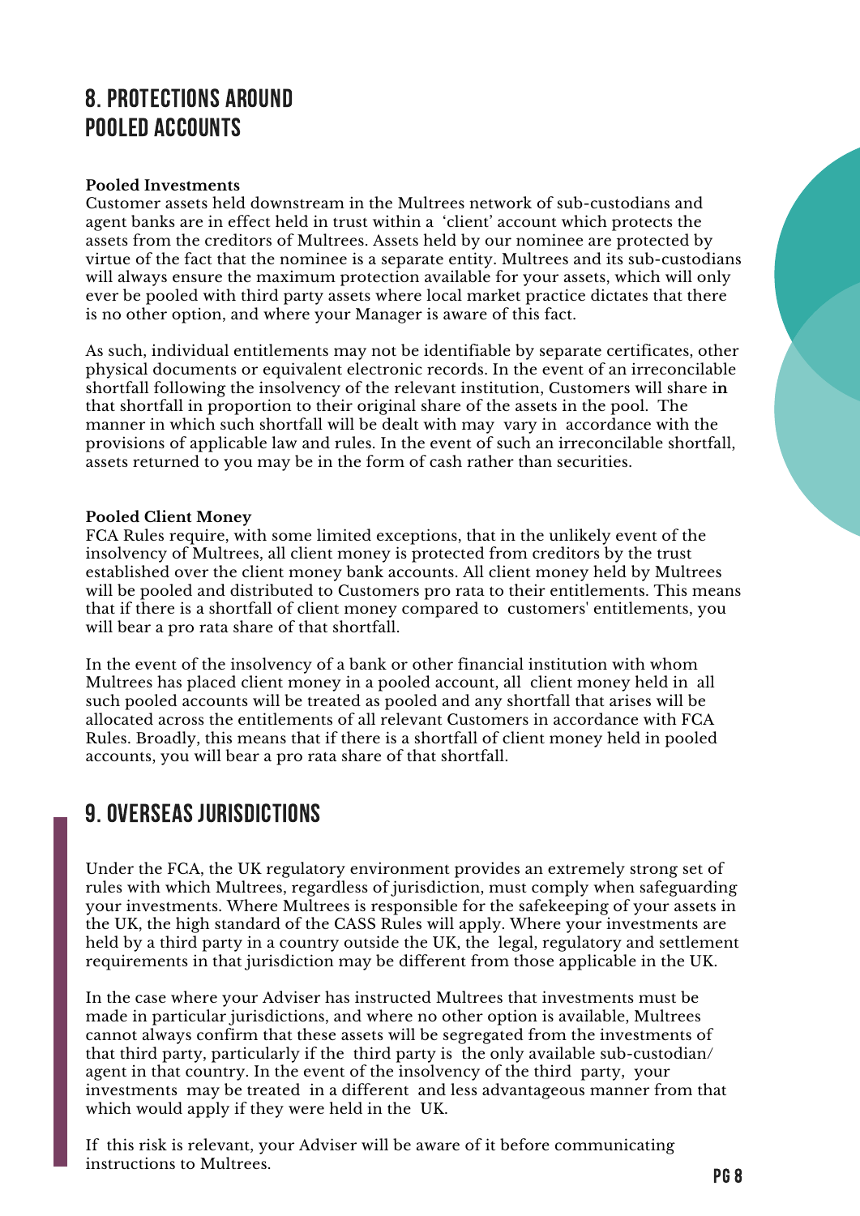# 8. PROTECTIONS AROUND POOLED ACCOUNTS

**Pooled Investments**

Customer assets held downstream in the Multrees network of sub-custodians and agent banks are in effect held in trust within a 'client' account which protects the assets from the creditors of Multrees. Assets held by our nominee are protected by virtue of the fact that the nominee is a separate entity. Multrees and its sub-custodians will always ensure the maximum protection available for your assets, which will only ever be pooled with third party assets where local market practice dictates that there is no other option, and where your Manager is aware of this fact.

As such, individual entitlements may not be identifiable by separate certificates, other physical documents or equivalent electronic records. In the event of an irreconcilable shortfall following the insolvency of the relevant institution, Customers will share in that shortfall in proportion to their original share of the assets in the pool. The manner in which such shortfall will be dealt with may vary in accordance with the provisions of applicable law and rules. In the event of such an irreconcilable shortfall, assets returned to you may be in the form of cash rather than securities.

**Pooled Client Money**

FCA Rules require, with some limited exceptions, that in the unlikely event of the insolvency of Multrees, all client money is protected from creditors by the trust established over the client money bank accounts. All client money held by Multrees will be pooled and distributed to Customers pro rata to their entitlements. This means that if there is a shortfall of client money compared to customers' entitlements, you will bear a pro rata share of that shortfall.

In the event of the insolvency of a bank or other financial institution with whom Multrees has placed client money in a pooled account, all client money held in all such pooled accounts will be treated as pooled and any shortfall that arises will be allocated across the entitlements of all relevant Customers in accordance with FCA Rules. Broadly, this means that if there is a shortfall of client money held in pooled accounts, you will bear a pro rata share of that shortfall.

# 9. OVERSEAS JURISDICTIONS

Under the FCA, the UK regulatory environment provides an extremely strong set of rules with which Multrees, regardless of jurisdiction, must comply when safeguarding your investments. Where Multrees is responsible for the safekeeping of your assets in the UK, the high standard of the CASS Rules will apply. Where your investments are held by a third party in a country outside the UK, the legal, regulatory and settlement requirements in that jurisdiction may be different from those applicable in the UK.

In the case where your Adviser has instructed Multrees that investments must be made in particular jurisdictions, and where no other option is available, Multrees cannot always confirm that these assets will be segregated from the investments of that third party, particularly if the third party is the only available sub-custodian/ agent in that country. In the event of the insolvency of the third party, your investments may be treated in a different and less advantageous manner from that which would apply if they were held in the UK.

If this risk is relevant, your Adviser will be aware of it before communicating instructions to Multrees.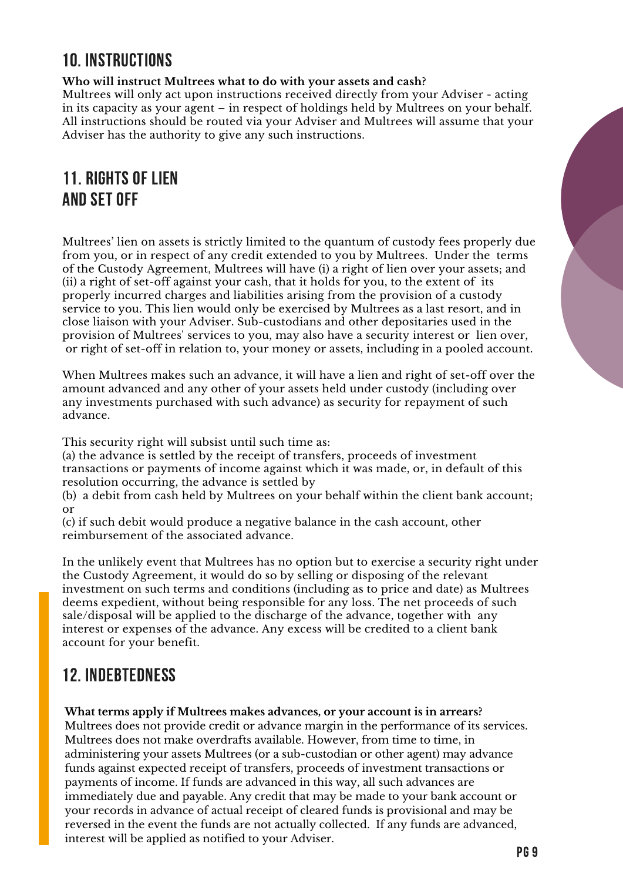## 10. INSTRUCTIONS

**Who will instruct Multrees what to do with your assets and cash?**
Multrees will only act upon instructions received directly from your Adviser - acting in its capacity as your agent – in respect of holdings held by Multrees on your behalf. All instructions should be routed via your Adviser and Multrees will assume that your Adviser has the authority to give any such instructions.

## 11. RIGHTS OF LIEN AND SET OFF

Multrees' lien on assets is strictly limited to the quantum of custody fees properly due from you, or in respect of any credit extended to you by Multrees. Under the terms of the Custody Agreement, Multrees will have (i) a right of lien over your assets; and (ii) a right of set-off against your cash, that it holds for you, to the extent of its properly incurred charges and liabilities arising from the provision of a custody service to you. This lien would only be exercised by Multrees as a last resort, and in close liaison with your Adviser. Sub-custodians and other depositaries used in the provision of Multrees' services to you, may also have a security interest or lien over, or right of set-off in relation to, your money or assets, including in a pooled account.

When Multrees makes such an advance, it will have a lien and right of set-off over the amount advanced and any other of your assets held under custody (including over any investments purchased with such advance) as security for repayment of such advance.

This security right will subsist until such time as:
(a) the advance is settled by the receipt of transfers, proceeds of investment transactions or payments of income against which it was made, or, in default of this resolution occurring, the advance is settled by
(b) a debit from cash held by Multrees on your behalf within the client bank account; or
(c) if such debit would produce a negative balance in the cash account, other reimbursement of the associated advance.

In the unlikely event that Multrees has no option but to exercise a security right under the Custody Agreement, it would do so by selling or disposing of the relevant investment on such terms and conditions (including as to price and date) as Multrees deems expedient, without being responsible for any loss. The net proceeds of such sale/disposal will be applied to the discharge of the advance, together with any interest or expenses of the advance. Any excess will be credited to a client bank account for your benefit.

## 12. INDEBTEDNESS

**What terms apply if Multrees makes advances, or your account is in arrears?**
Multrees does not provide credit or advance margin in the performance of its services. Multrees does not make overdrafts available. However, from time to time, in administering your assets Multrees (or a sub-custodian or other agent) may advance funds against expected receipt of transfers, proceeds of investment transactions or payments of income. If funds are advanced in this way, all such advances are immediately due and payable. Any credit that may be made to your bank account or your records in advance of actual receipt of cleared funds is provisional and may be reversed in the event the funds are not actually collected. If any funds are advanced, interest will be applied as notified to your Adviser.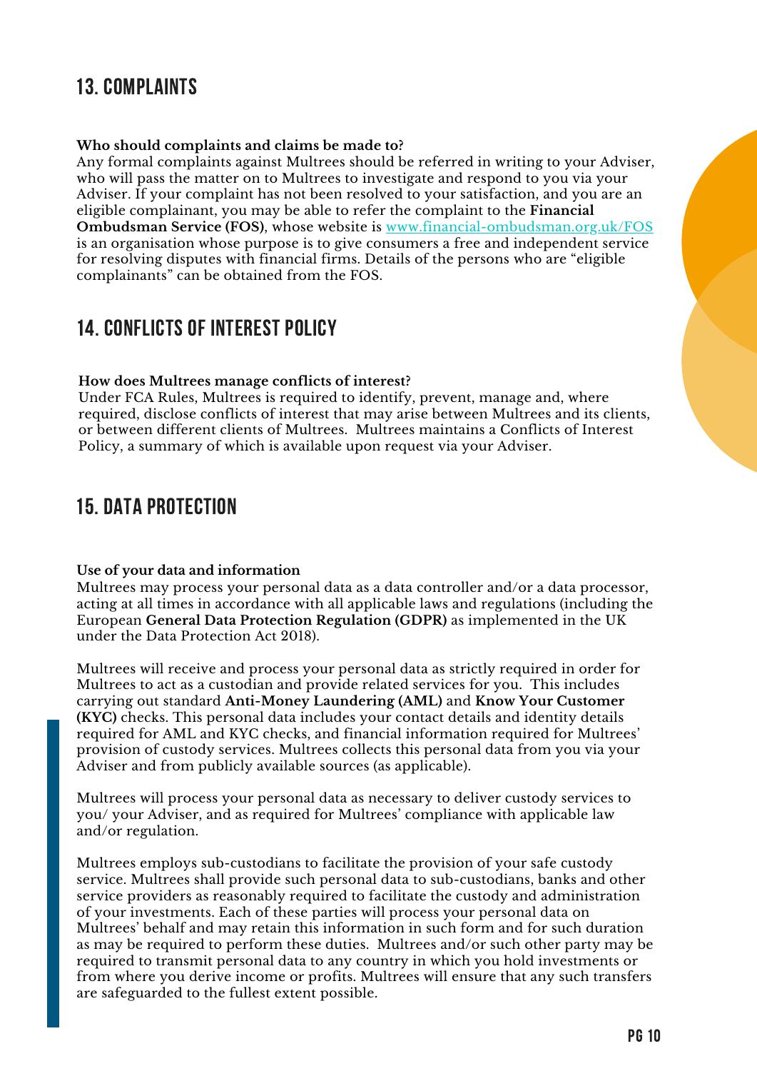## 13. COMPLAINTS

**Who should complaints and claims be made to?**
Any formal complaints against Multrees should be referred in writing to your Adviser, who will pass the matter on to Multrees to investigate and respond to you via your Adviser. If your complaint has not been resolved to your satisfaction, and you are an eligible complainant, you may be able to refer the complaint to the **Financial Ombudsman Service (FOS)**, whose website is [www.financial-ombudsman.org.uk/FOS](www.financial-ombudsman.org.uk/FOS) is an organisation whose purpose is to give consumers a free and independent service for resolving disputes with financial firms. Details of the persons who are "eligible complainants" can be obtained from the FOS.

## 14. CONFLICTS OF INTEREST POLICY

**How does Multrees manage conflicts of interest?**
Under FCA Rules, Multrees is required to identify, prevent, manage and, where required, disclose conflicts of interest that may arise between Multrees and its clients, or between different clients of Multrees. Multrees maintains a Conflicts of Interest Policy, a summary of which is available upon request via your Adviser.

## 15. DATA PROTECTION

**Use of your data and information**
Multrees may process your personal data as a data controller and/or a data processor, acting at all times in accordance with all applicable laws and regulations (including the European **General Data Protection Regulation (GDPR)** as implemented in the UK under the Data Protection Act 2018).

Multrees will receive and process your personal data as strictly required in order for Multrees to act as a custodian and provide related services for you. This includes carrying out standard **Anti-Money Laundering (AML)** and **Know Your Customer (KYC)** checks. This personal data includes your contact details and identity details required for AML and KYC checks, and financial information required for Multrees' provision of custody services. Multrees collects this personal data from you via your Adviser and from publicly available sources (as applicable).

Multrees will process your personal data as necessary to deliver custody services to you/ your Adviser, and as required for Multrees' compliance with applicable law and/or regulation.

Multrees employs sub-custodians to facilitate the provision of your safe custody service. Multrees shall provide such personal data to sub-custodians, banks and other service providers as reasonably required to facilitate the custody and administration of your investments. Each of these parties will process your personal data on Multrees' behalf and may retain this information in such form and for such duration as may be required to perform these duties. Multrees and/or such other party may be required to transmit personal data to any country in which you hold investments or from where you derive income or profits. Multrees will ensure that any such transfers are safeguarded to the fullest extent possible.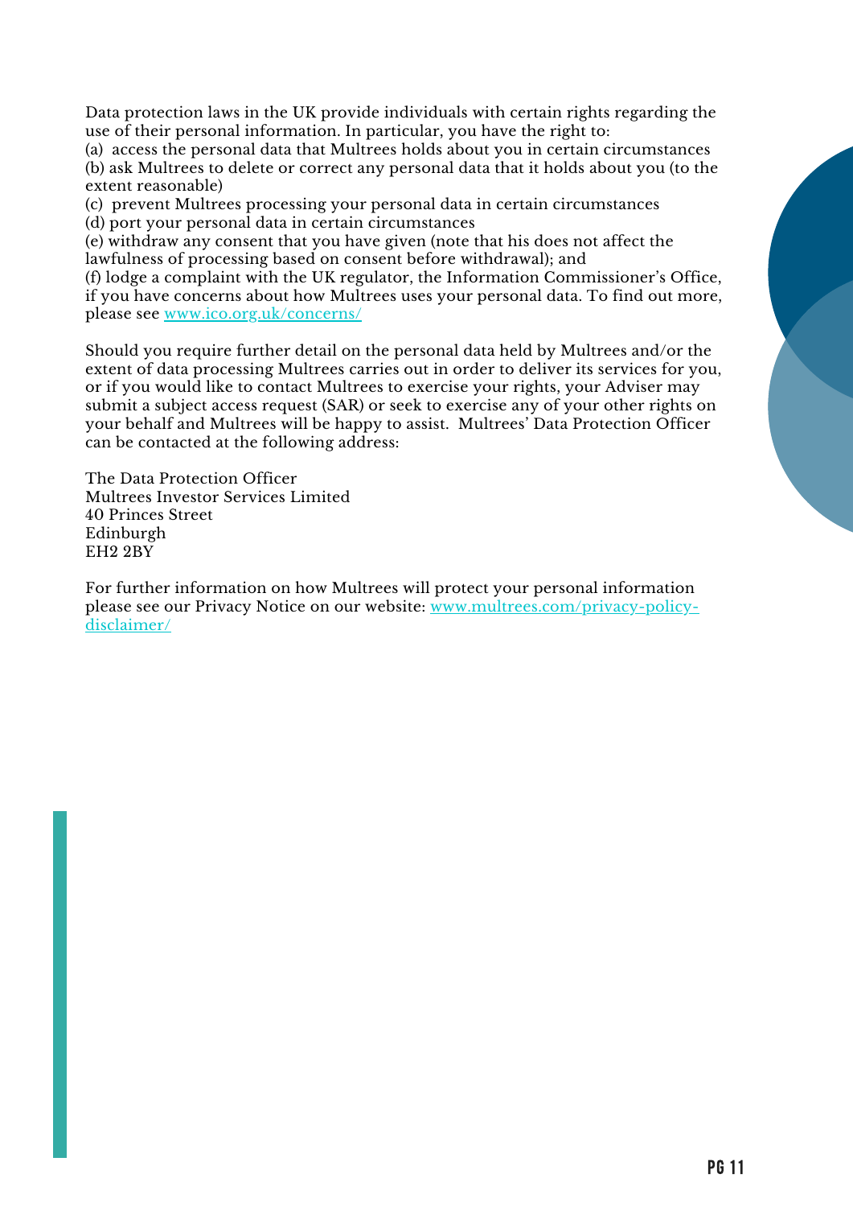Data protection laws in the UK provide individuals with certain rights regarding the use of their personal information. In particular, you have the right to:

(a) access the personal data that Multrees holds about you in certain circumstances
(b) ask Multrees to delete or correct any personal data that it holds about you (to the extent reasonable)
(c) prevent Multrees processing your personal data in certain circumstances
(d) port your personal data in certain circumstances
(e) withdraw any consent that you have given (note that his does not affect the lawfulness of processing based on consent before withdrawal); and
(f) lodge a complaint with the UK regulator, the Information Commissioner's Office, if you have concerns about how Multrees uses your personal data. To find out more, please see [www.ico.org.uk/concerns/](www.ico.org.uk/concerns/)

Should you require further detail on the personal data held by Multrees and/or the extent of data processing Multrees carries out in order to deliver its services for you, or if you would like to contact Multrees to exercise your rights, your Adviser may submit a subject access request (SAR) or seek to exercise any of your other rights on your behalf and Multrees will be happy to assist. Multrees' Data Protection Officer can be contacted at the following address:

The Data Protection Officer
Multrees Investor Services Limited
40 Princes Street
Edinburgh
EH2 2BY

For further information on how Multrees will protect your personal information please see our Privacy Notice on our website: [www.multrees.com/privacy-policy-disclaimer/](www.multrees.com/privacy-policy-disclaimer/)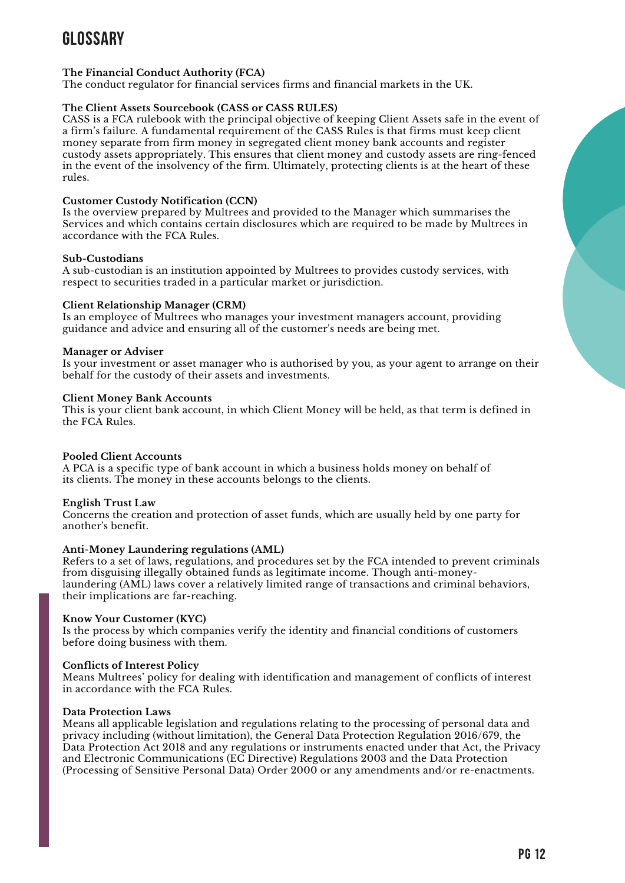# GLOSSARY

**The Financial Conduct Authority (FCA)**
The conduct regulator for financial services firms and financial markets in the UK.

**The Client Assets Sourcebook (CASS or CASS RULES)**
CASS is a FCA rulebook with the principal objective of keeping Client Assets safe in the event of a firm's failure. A fundamental requirement of the CASS Rules is that firms must keep client money separate from firm money in segregated client money bank accounts and register custody assets appropriately. This ensures that client money and custody assets are ring-fenced in the event of the insolvency of the firm. Ultimately, protecting clients is at the heart of these rules.

**Customer Custody Notification (CCN)**
Is the overview prepared by Multrees and provided to the Manager which summarises the Services and which contains certain disclosures which are required to be made by Multrees in accordance with the FCA Rules.

**Sub-Custodians**
A sub-custodian is an institution appointed by Multrees to provides custody services, with respect to securities traded in a particular market or jurisdiction.

**Client Relationship Manager (CRM)**
Is an employee of Multrees who manages your investment managers account, providing guidance and advice and ensuring all of the customer's needs are being met.

**Manager or Adviser**
Is your investment or asset manager who is authorised by you, as your agent to arrange on their behalf for the custody of their assets and investments.

**Client Money Bank Accounts**
This is your client bank account, in which Client Money will be held, as that term is defined in the FCA Rules.

**Pooled Client Accounts**
A PCA is a specific type of bank account in which a business holds money on behalf of its clients. The money in these accounts belongs to the clients.

**English Trust Law**
Concerns the creation and protection of asset funds, which are usually held by one party for another's benefit.

**Anti-Money Laundering regulations (AML)**
Refers to a set of laws, regulations, and procedures set by the FCA intended to prevent criminals from disguising illegally obtained funds as legitimate income. Though anti-money-laundering (AML) laws cover a relatively limited range of transactions and criminal behaviors, their implications are far-reaching.

**Know Your Customer (KYC)**
Is the process by which companies verify the identity and financial conditions of customers before doing business with them.

**Conflicts of Interest Policy**
Means Multrees' policy for dealing with identification and management of conflicts of interest in accordance with the FCA Rules.

**Data Protection Laws**
Means all applicable legislation and regulations relating to the processing of personal data and privacy including (without limitation), the General Data Protection Regulation 2016/679, the Data Protection Act 2018 and any regulations or instruments enacted under that Act, the Privacy and Electronic Communications (EC Directive) Regulations 2003 and the Data Protection (Processing of Sensitive Personal Data) Order 2000 or any amendments and/or re-enactments.